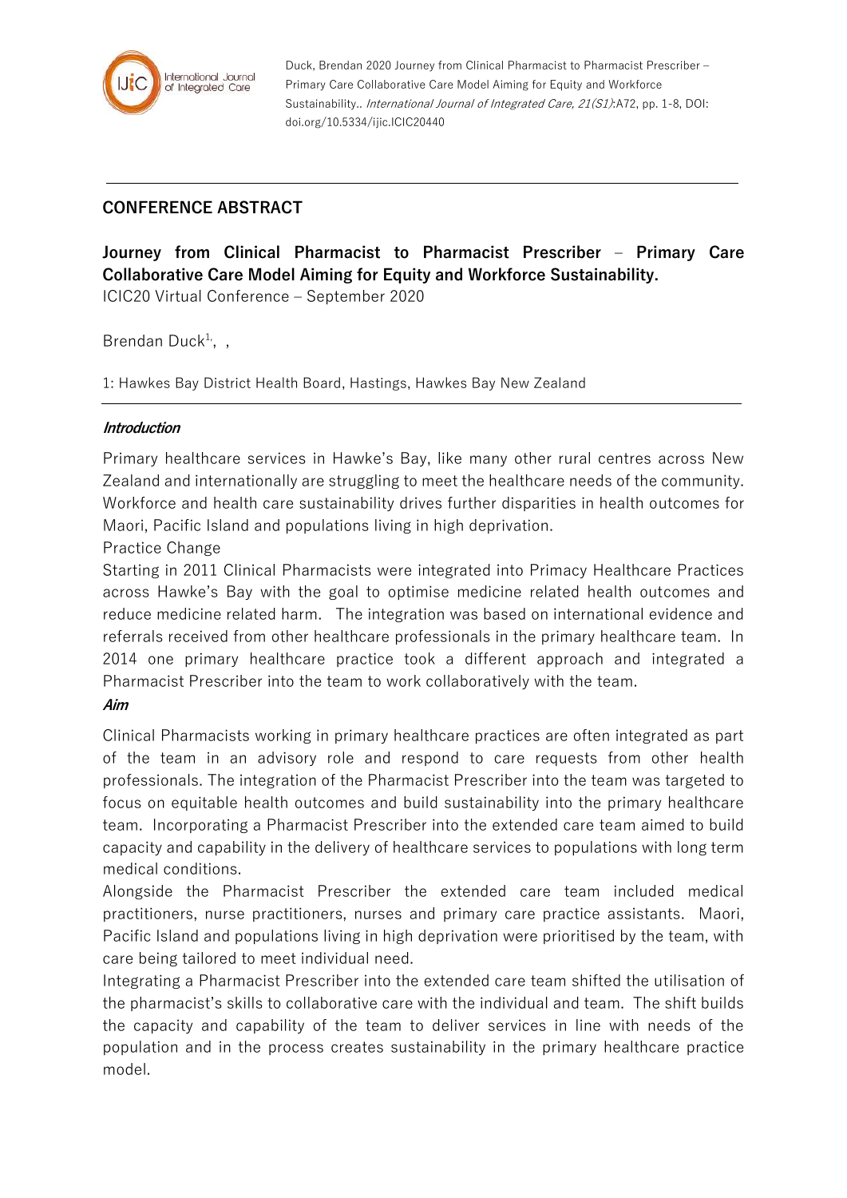Duck, Brendan 2020 Journey from Clinical Pharmacist to Pharmacist Prescriber – Primary Care Collaborative Care Model Aiming for Equity and Workforce Sustainability.. *International Journal of Integrated Care, 21(S1)*:A72, pp. 1-8, DOI: doi.org/10.5334/ijic.ICIC20440

## CONFERENCE ABSTRACT

# Journey from Clinical Pharmacist to Pharmacist Prescriber – Primary Care Collaborative Care Model Aiming for Equity and Workforce Sustainability.

ICIC20 Virtual Conference – September 2020

Brendan Duck[1], ,

1: Hawkes Bay District Health Board, Hastings, Hawkes Bay New Zealand

### *Introduction*

Primary healthcare services in Hawke's Bay, like many other rural centres across New Zealand and internationally are struggling to meet the healthcare needs of the community. Workforce and health care sustainability drives further disparities in health outcomes for Maori, Pacific Island and populations living in high deprivation.

Practice Change

Starting in 2011 Clinical Pharmacists were integrated into Primacy Healthcare Practices across Hawke's Bay with the goal to optimise medicine related health outcomes and reduce medicine related harm. The integration was based on international evidence and referrals received from other healthcare professionals in the primary healthcare team. In 2014 one primary healthcare practice took a different approach and integrated a Pharmacist Prescriber into the team to work collaboratively with the team.

### *Aim*

Clinical Pharmacists working in primary healthcare practices are often integrated as part of the team in an advisory role and respond to care requests from other health professionals. The integration of the Pharmacist Prescriber into the team was targeted to focus on equitable health outcomes and build sustainability into the primary healthcare team. Incorporating a Pharmacist Prescriber into the extended care team aimed to build capacity and capability in the delivery of healthcare services to populations with long term medical conditions.

Alongside the Pharmacist Prescriber the extended care team included medical practitioners, nurse practitioners, nurses and primary care practice assistants. Maori, Pacific Island and populations living in high deprivation were prioritised by the team, with care being tailored to meet individual need.

Integrating a Pharmacist Prescriber into the extended care team shifted the utilisation of the pharmacist's skills to collaborative care with the individual and team. The shift builds the capacity and capability of the team to deliver services in line with needs of the population and in the process creates sustainability in the primary healthcare practice model.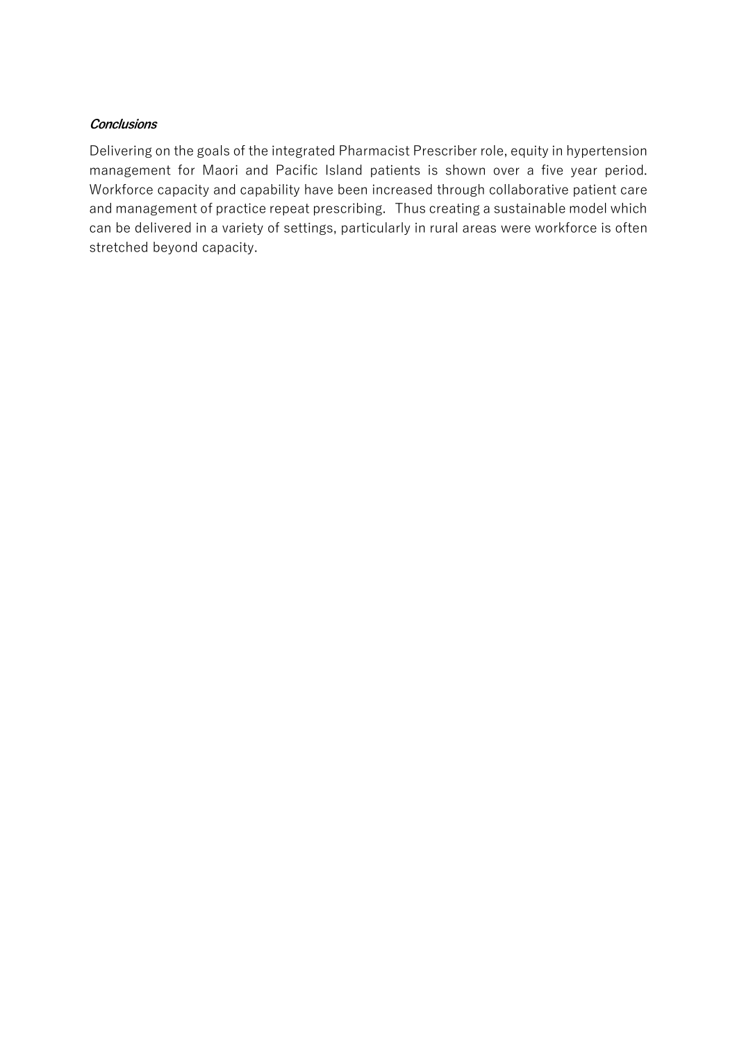***Conclusions***

Delivering on the goals of the integrated Pharmacist Prescriber role, equity in hypertension management for Maori and Pacific Island patients is shown over a five year period. Workforce capacity and capability have been increased through collaborative patient care and management of practice repeat prescribing.  Thus creating a sustainable model which can be delivered in a variety of settings, particularly in rural areas were workforce is often stretched beyond capacity.